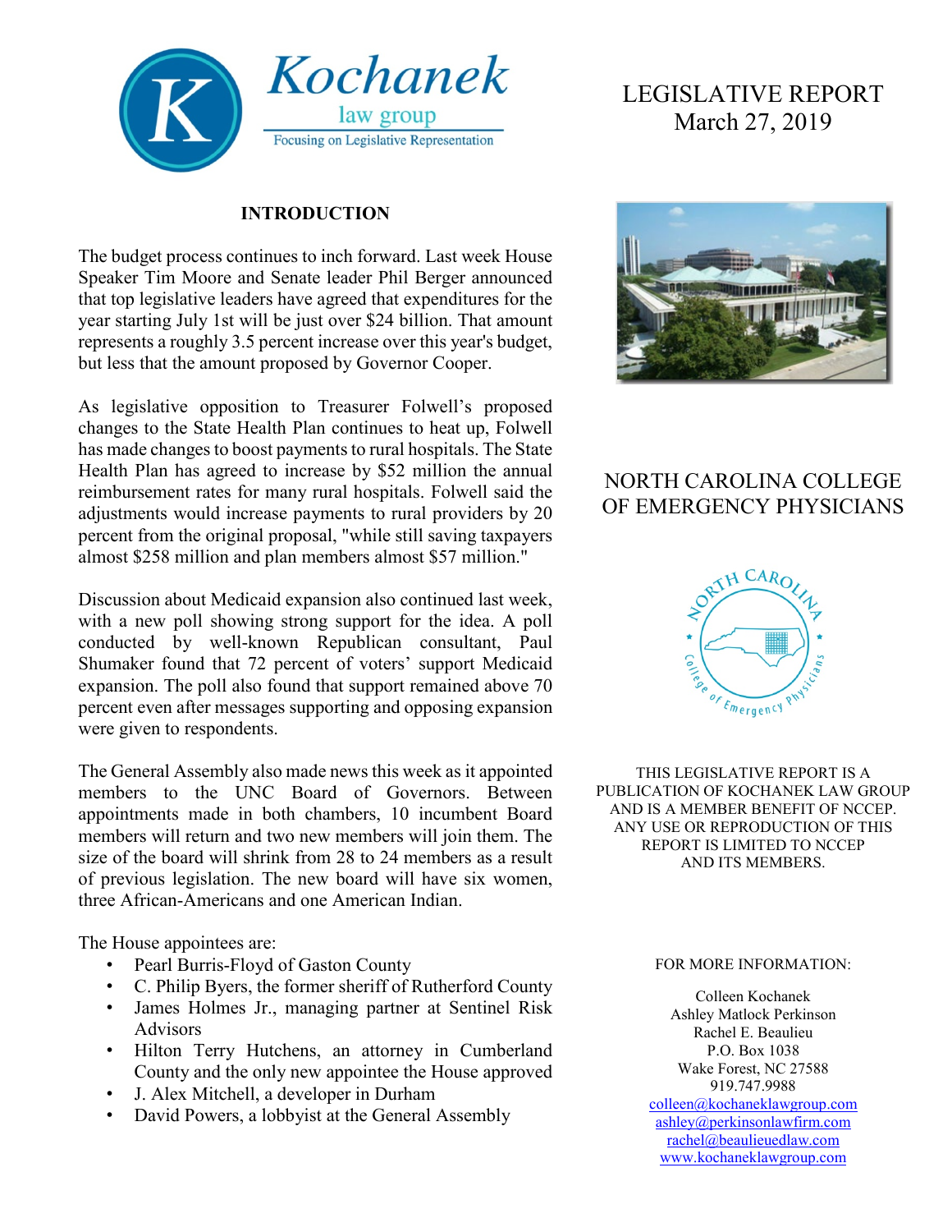Kochanek law group
Focusing on Legislative Representation

# LEGISLATIVE REPORT
March 27, 2019

## INTRODUCTION

The budget process continues to inch forward. Last week House Speaker Tim Moore and Senate leader Phil Berger announced that top legislative leaders have agreed that expenditures for the year starting July 1st will be just over $24 billion. That amount represents a roughly 3.5 percent increase over this year's budget, but less that the amount proposed by Governor Cooper.

As legislative opposition to Treasurer Folwell's proposed changes to the State Health Plan continues to heat up, Folwell has made changes to boost payments to rural hospitals. The State Health Plan has agreed to increase by $52 million the annual reimbursement rates for many rural hospitals. Folwell said the adjustments would increase payments to rural providers by 20 percent from the original proposal, "while still saving taxpayers almost $258 million and plan members almost $57 million."

Discussion about Medicaid expansion also continued last week, with a new poll showing strong support for the idea. A poll conducted by well-known Republican consultant, Paul Shumaker found that 72 percent of voters' support Medicaid expansion. The poll also found that support remained above 70 percent even after messages supporting and opposing expansion were given to respondents.

The General Assembly also made news this week as it appointed members to the UNC Board of Governors. Between appointments made in both chambers, 10 incumbent Board members will return and two new members will join them. The size of the board will shrink from 28 to 24 members as a result of previous legislation. The new board will have six women, three African-Americans and one American Indian.

The House appointees are:

- Pearl Burris-Floyd of Gaston County
- C. Philip Byers, the former sheriff of Rutherford County
- James Holmes Jr., managing partner at Sentinel Risk Advisors
- Hilton Terry Hutchens, an attorney in Cumberland County and the only new appointee the House approved
- J. Alex Mitchell, a developer in Durham
- David Powers, a lobbyist at the General Assembly

## NORTH CAROLINA COLLEGE OF EMERGENCY PHYSICIANS

THIS LEGISLATIVE REPORT IS A PUBLICATION OF KOCHANEK LAW GROUP AND IS A MEMBER BENEFIT OF NCCEP. ANY USE OR REPRODUCTION OF THIS REPORT IS LIMITED TO NCCEP AND ITS MEMBERS.

FOR MORE INFORMATION:

Colleen Kochanek
Ashley Matlock Perkinson
Rachel E. Beaulieu
P.O. Box 1038
Wake Forest, NC 27588
919.747.9988
colleen@kochaneklawgroup.com
ashley@perkinsonlawfirm.com
rachel@beaulieuedlaw.com
www.kochaneklawgroup.com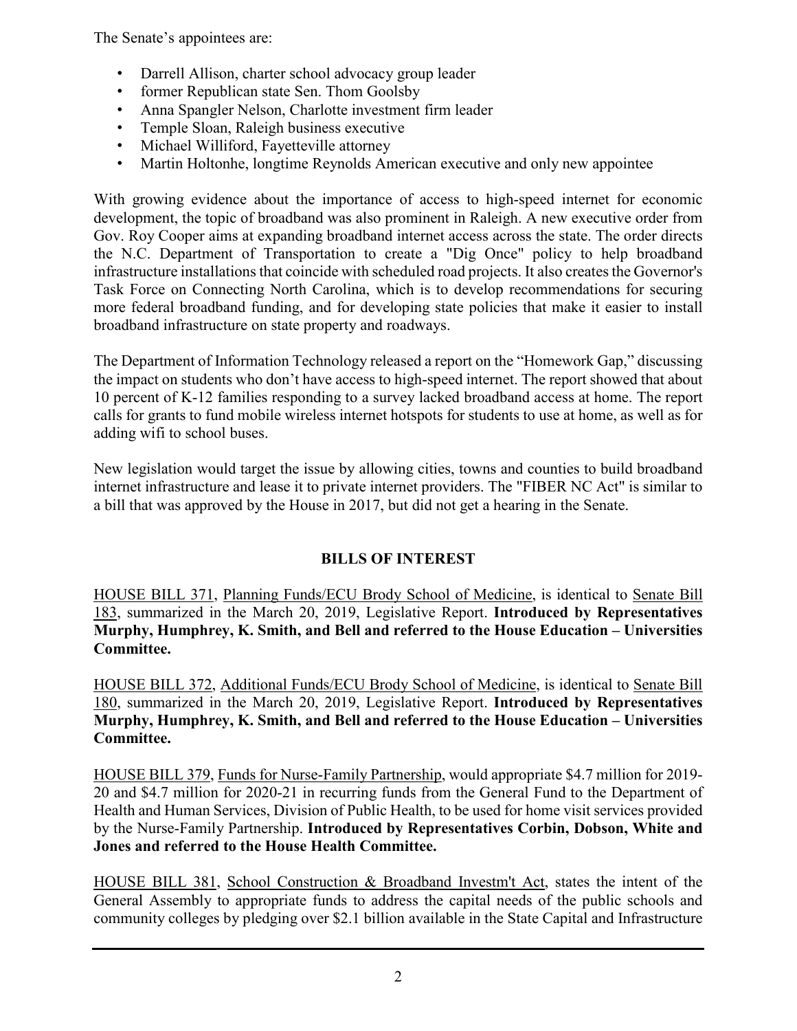The Senate's appointees are:

- Darrell Allison, charter school advocacy group leader
- former Republican state Sen. Thom Goolsby
- Anna Spangler Nelson, Charlotte investment firm leader
- Temple Sloan, Raleigh business executive
- Michael Williford, Fayetteville attorney
- Martin Holtonhe, longtime Reynolds American executive and only new appointee

With growing evidence about the importance of access to high-speed internet for economic development, the topic of broadband was also prominent in Raleigh. A new executive order from Gov. Roy Cooper aims at expanding broadband internet access across the state. The order directs the N.C. Department of Transportation to create a "Dig Once" policy to help broadband infrastructure installations that coincide with scheduled road projects. It also creates the Governor's Task Force on Connecting North Carolina, which is to develop recommendations for securing more federal broadband funding, and for developing state policies that make it easier to install broadband infrastructure on state property and roadways.

The Department of Information Technology released a report on the "Homework Gap," discussing the impact on students who don't have access to high-speed internet. The report showed that about 10 percent of K-12 families responding to a survey lacked broadband access at home. The report calls for grants to fund mobile wireless internet hotspots for students to use at home, as well as for adding wifi to school buses.

New legislation would target the issue by allowing cities, towns and counties to build broadband internet infrastructure and lease it to private internet providers. The "FIBER NC Act" is similar to a bill that was approved by the House in 2017, but did not get a hearing in the Senate.

## BILLS OF INTEREST

HOUSE BILL 371, Planning Funds/ECU Brody School of Medicine, is identical to Senate Bill 183, summarized in the March 20, 2019, Legislative Report. **Introduced by Representatives Murphy, Humphrey, K. Smith, and Bell and referred to the House Education – Universities Committee.**

HOUSE BILL 372, Additional Funds/ECU Brody School of Medicine, is identical to Senate Bill 180, summarized in the March 20, 2019, Legislative Report. **Introduced by Representatives Murphy, Humphrey, K. Smith, and Bell and referred to the House Education – Universities Committee.**

HOUSE BILL 379, Funds for Nurse-Family Partnership, would appropriate $4.7 million for 2019-20 and $4.7 million for 2020-21 in recurring funds from the General Fund to the Department of Health and Human Services, Division of Public Health, to be used for home visit services provided by the Nurse-Family Partnership. **Introduced by Representatives Corbin, Dobson, White and Jones and referred to the House Health Committee.**

HOUSE BILL 381, School Construction & Broadband Investm't Act, states the intent of the General Assembly to appropriate funds to address the capital needs of the public schools and community colleges by pledging over $2.1 billion available in the State Capital and Infrastructure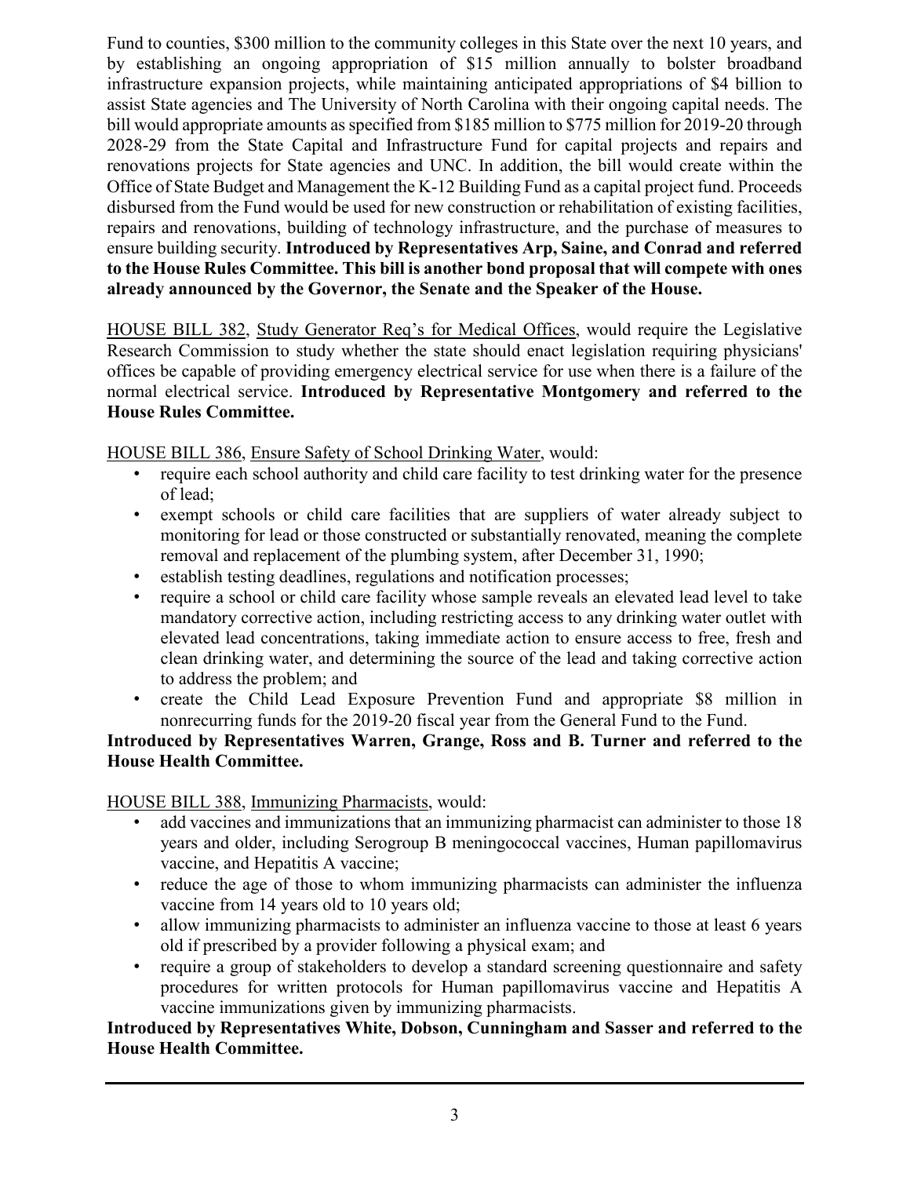Fund to counties, $300 million to the community colleges in this State over the next 10 years, and by establishing an ongoing appropriation of $15 million annually to bolster broadband infrastructure expansion projects, while maintaining anticipated appropriations of $4 billion to assist State agencies and The University of North Carolina with their ongoing capital needs. The bill would appropriate amounts as specified from $185 million to $775 million for 2019-20 through 2028-29 from the State Capital and Infrastructure Fund for capital projects and repairs and renovations projects for State agencies and UNC. In addition, the bill would create within the Office of State Budget and Management the K-12 Building Fund as a capital project fund. Proceeds disbursed from the Fund would be used for new construction or rehabilitation of existing facilities, repairs and renovations, building of technology infrastructure, and the purchase of measures to ensure building security. **Introduced by Representatives Arp, Saine, and Conrad and referred to the House Rules Committee. This bill is another bond proposal that will compete with ones already announced by the Governor, the Senate and the Speaker of the House.**

<u>HOUSE BILL 382</u>, <u>Study Generator Req's for Medical Offices</u>, would require the Legislative Research Commission to study whether the state should enact legislation requiring physicians' offices be capable of providing emergency electrical service for use when there is a failure of the normal electrical service. **Introduced by Representative Montgomery and referred to the House Rules Committee.**

<u>HOUSE BILL 386</u>, <u>Ensure Safety of School Drinking Water</u>, would:

- require each school authority and child care facility to test drinking water for the presence of lead;
- exempt schools or child care facilities that are suppliers of water already subject to monitoring for lead or those constructed or substantially renovated, meaning the complete removal and replacement of the plumbing system, after December 31, 1990;
- establish testing deadlines, regulations and notification processes;
- require a school or child care facility whose sample reveals an elevated lead level to take mandatory corrective action, including restricting access to any drinking water outlet with elevated lead concentrations, taking immediate action to ensure access to free, fresh and clean drinking water, and determining the source of the lead and taking corrective action to address the problem; and
- create the Child Lead Exposure Prevention Fund and appropriate $8 million in nonrecurring funds for the 2019-20 fiscal year from the General Fund to the Fund.

**Introduced by Representatives Warren, Grange, Ross and B. Turner and referred to the House Health Committee.**

<u>HOUSE BILL 388</u>, <u>Immunizing Pharmacists</u>, would:

- add vaccines and immunizations that an immunizing pharmacist can administer to those 18 years and older, including Serogroup B meningococcal vaccines, Human papillomavirus vaccine, and Hepatitis A vaccine;
- reduce the age of those to whom immunizing pharmacists can administer the influenza vaccine from 14 years old to 10 years old;
- allow immunizing pharmacists to administer an influenza vaccine to those at least 6 years old if prescribed by a provider following a physical exam; and
- require a group of stakeholders to develop a standard screening questionnaire and safety procedures for written protocols for Human papillomavirus vaccine and Hepatitis A vaccine immunizations given by immunizing pharmacists.

**Introduced by Representatives White, Dobson, Cunningham and Sasser and referred to the House Health Committee.**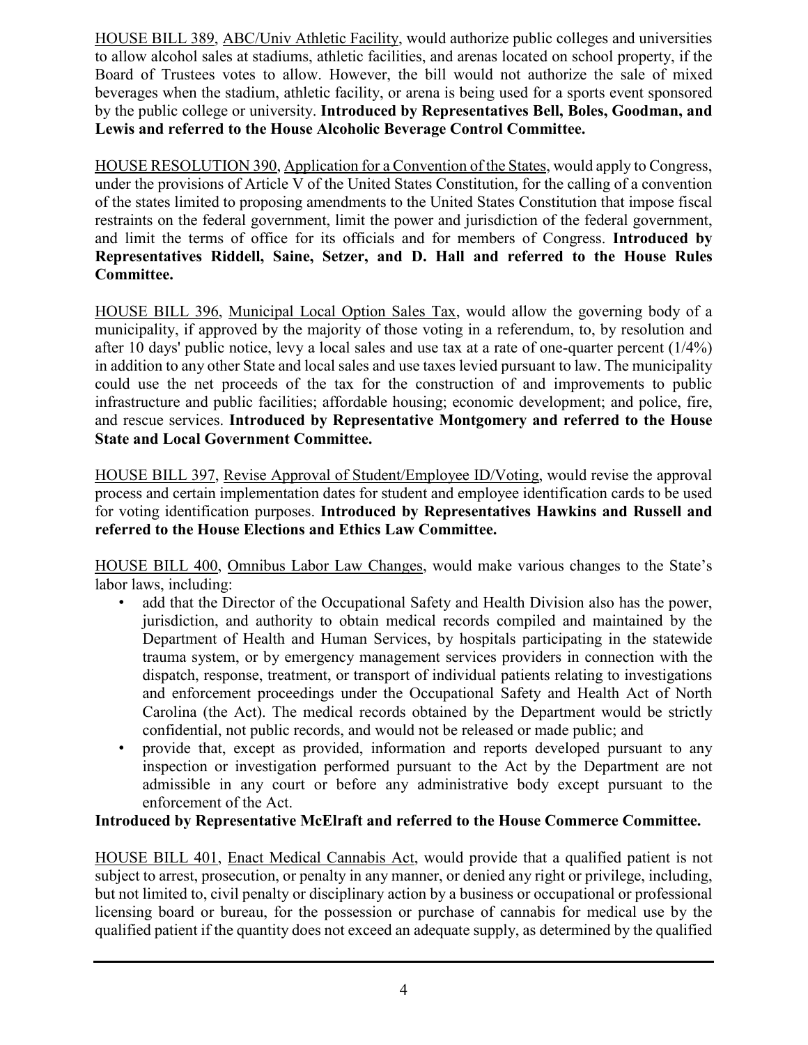<u>HOUSE BILL 389</u>, <u>ABC/Univ Athletic Facility</u>, would authorize public colleges and universities to allow alcohol sales at stadiums, athletic facilities, and arenas located on school property, if the Board of Trustees votes to allow. However, the bill would not authorize the sale of mixed beverages when the stadium, athletic facility, or arena is being used for a sports event sponsored by the public college or university. **Introduced by Representatives Bell, Boles, Goodman, and Lewis and referred to the House Alcoholic Beverage Control Committee.**

<u>HOUSE RESOLUTION 390</u>, <u>Application for a Convention of the States</u>, would apply to Congress, under the provisions of Article V of the United States Constitution, for the calling of a convention of the states limited to proposing amendments to the United States Constitution that impose fiscal restraints on the federal government, limit the power and jurisdiction of the federal government, and limit the terms of office for its officials and for members of Congress. **Introduced by Representatives Riddell, Saine, Setzer, and D. Hall and referred to the House Rules Committee.**

<u>HOUSE BILL 396</u>, <u>Municipal Local Option Sales Tax</u>, would allow the governing body of a municipality, if approved by the majority of those voting in a referendum, to, by resolution and after 10 days' public notice, levy a local sales and use tax at a rate of one-quarter percent (1/4%) in addition to any other State and local sales and use taxes levied pursuant to law. The municipality could use the net proceeds of the tax for the construction of and improvements to public infrastructure and public facilities; affordable housing; economic development; and police, fire, and rescue services. **Introduced by Representative Montgomery and referred to the House State and Local Government Committee.**

<u>HOUSE BILL 397</u>, <u>Revise Approval of Student/Employee ID/Voting</u>, would revise the approval process and certain implementation dates for student and employee identification cards to be used for voting identification purposes. **Introduced by Representatives Hawkins and Russell and referred to the House Elections and Ethics Law Committee.**

<u>HOUSE BILL 400</u>, <u>Omnibus Labor Law Changes</u>, would make various changes to the State's labor laws, including:

- add that the Director of the Occupational Safety and Health Division also has the power, jurisdiction, and authority to obtain medical records compiled and maintained by the Department of Health and Human Services, by hospitals participating in the statewide trauma system, or by emergency management services providers in connection with the dispatch, response, treatment, or transport of individual patients relating to investigations and enforcement proceedings under the Occupational Safety and Health Act of North Carolina (the Act). The medical records obtained by the Department would be strictly confidential, not public records, and would not be released or made public; and
- provide that, except as provided, information and reports developed pursuant to any inspection or investigation performed pursuant to the Act by the Department are not admissible in any court or before any administrative body except pursuant to the enforcement of the Act.

**Introduced by Representative McElraft and referred to the House Commerce Committee.**

<u>HOUSE BILL 401</u>, <u>Enact Medical Cannabis Act</u>, would provide that a qualified patient is not subject to arrest, prosecution, or penalty in any manner, or denied any right or privilege, including, but not limited to, civil penalty or disciplinary action by a business or occupational or professional licensing board or bureau, for the possession or purchase of cannabis for medical use by the qualified patient if the quantity does not exceed an adequate supply, as determined by the qualified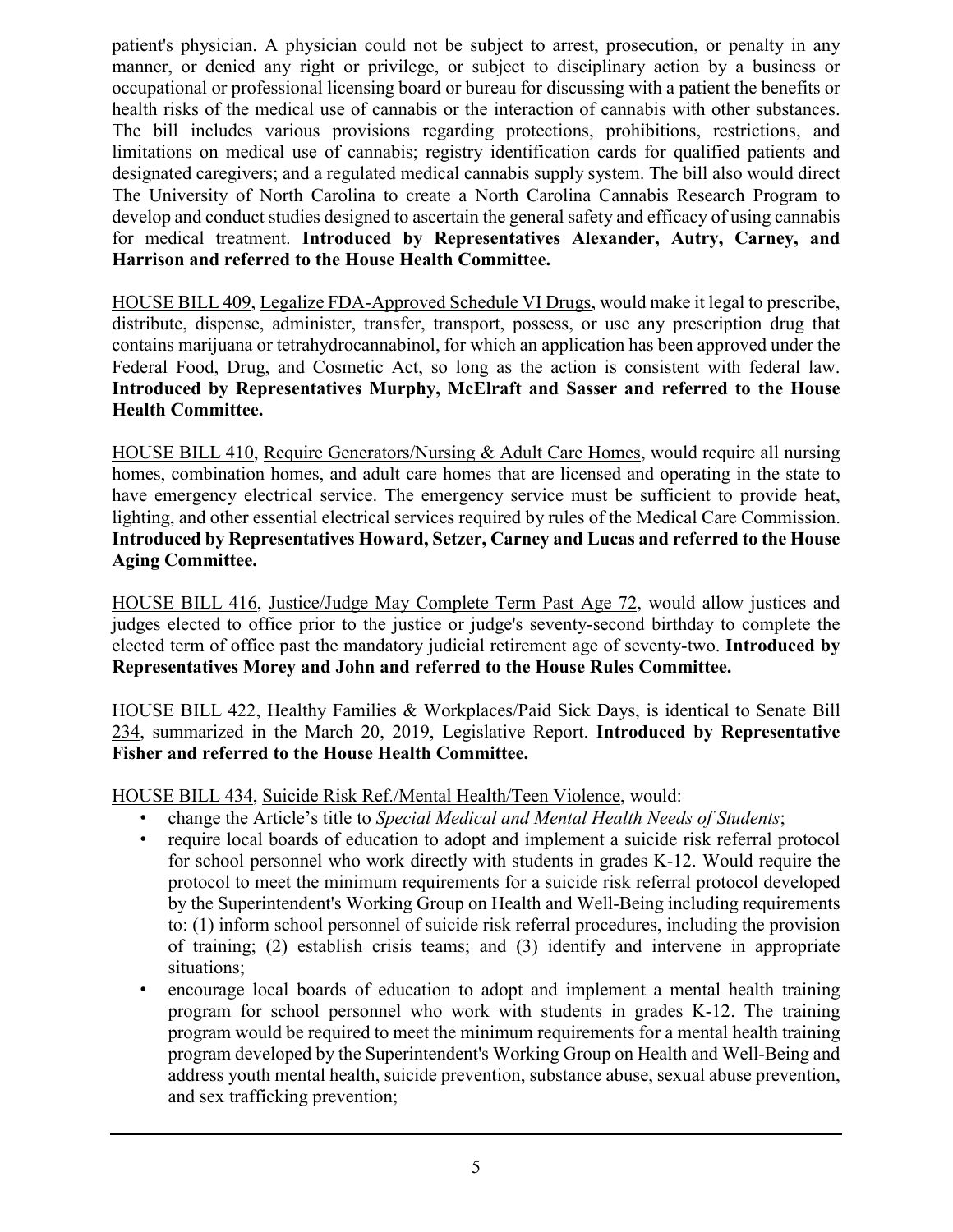patient's physician. A physician could not be subject to arrest, prosecution, or penalty in any manner, or denied any right or privilege, or subject to disciplinary action by a business or occupational or professional licensing board or bureau for discussing with a patient the benefits or health risks of the medical use of cannabis or the interaction of cannabis with other substances. The bill includes various provisions regarding protections, prohibitions, restrictions, and limitations on medical use of cannabis; registry identification cards for qualified patients and designated caregivers; and a regulated medical cannabis supply system. The bill also would direct The University of North Carolina to create a North Carolina Cannabis Research Program to develop and conduct studies designed to ascertain the general safety and efficacy of using cannabis for medical treatment. **Introduced by Representatives Alexander, Autry, Carney, and Harrison and referred to the House Health Committee.**

HOUSE BILL 409, Legalize FDA-Approved Schedule VI Drugs, would make it legal to prescribe, distribute, dispense, administer, transfer, transport, possess, or use any prescription drug that contains marijuana or tetrahydrocannabinol, for which an application has been approved under the Federal Food, Drug, and Cosmetic Act, so long as the action is consistent with federal law. **Introduced by Representatives Murphy, McElraft and Sasser and referred to the House Health Committee.**

HOUSE BILL 410, Require Generators/Nursing & Adult Care Homes, would require all nursing homes, combination homes, and adult care homes that are licensed and operating in the state to have emergency electrical service. The emergency service must be sufficient to provide heat, lighting, and other essential electrical services required by rules of the Medical Care Commission. **Introduced by Representatives Howard, Setzer, Carney and Lucas and referred to the House Aging Committee.**

HOUSE BILL 416, Justice/Judge May Complete Term Past Age 72, would allow justices and judges elected to office prior to the justice or judge's seventy-second birthday to complete the elected term of office past the mandatory judicial retirement age of seventy-two. **Introduced by Representatives Morey and John and referred to the House Rules Committee.**

HOUSE BILL 422, Healthy Families & Workplaces/Paid Sick Days, is identical to Senate Bill 234, summarized in the March 20, 2019, Legislative Report. **Introduced by Representative Fisher and referred to the House Health Committee.**

HOUSE BILL 434, Suicide Risk Ref./Mental Health/Teen Violence, would:

- change the Article's title to *Special Medical and Mental Health Needs of Students*;
- require local boards of education to adopt and implement a suicide risk referral protocol for school personnel who work directly with students in grades K-12. Would require the protocol to meet the minimum requirements for a suicide risk referral protocol developed by the Superintendent's Working Group on Health and Well-Being including requirements to: (1) inform school personnel of suicide risk referral procedures, including the provision of training; (2) establish crisis teams; and (3) identify and intervene in appropriate situations;
- encourage local boards of education to adopt and implement a mental health training program for school personnel who work with students in grades K-12. The training program would be required to meet the minimum requirements for a mental health training program developed by the Superintendent's Working Group on Health and Well-Being and address youth mental health, suicide prevention, substance abuse, sexual abuse prevention, and sex trafficking prevention;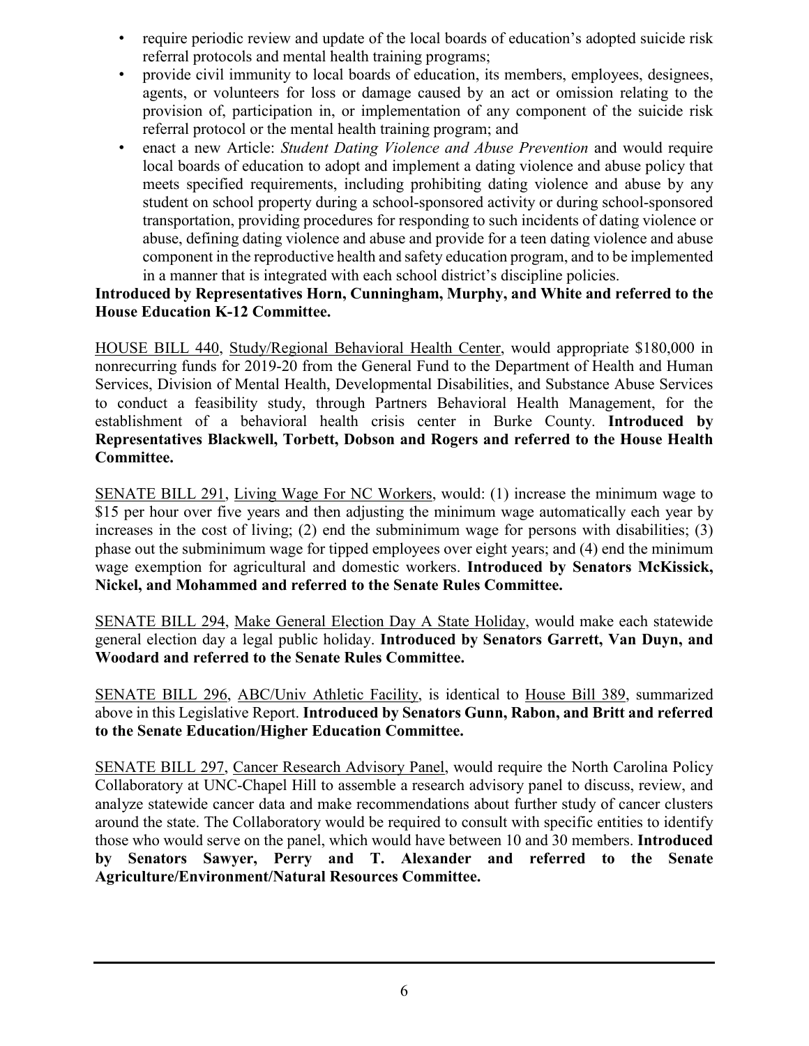- require periodic review and update of the local boards of education's adopted suicide risk referral protocols and mental health training programs;
- provide civil immunity to local boards of education, its members, employees, designees, agents, or volunteers for loss or damage caused by an act or omission relating to the provision of, participation in, or implementation of any component of the suicide risk referral protocol or the mental health training program; and
- enact a new Article: *Student Dating Violence and Abuse Prevention* and would require local boards of education to adopt and implement a dating violence and abuse policy that meets specified requirements, including prohibiting dating violence and abuse by any student on school property during a school-sponsored activity or during school-sponsored transportation, providing procedures for responding to such incidents of dating violence or abuse, defining dating violence and abuse and provide for a teen dating violence and abuse component in the reproductive health and safety education program, and to be implemented in a manner that is integrated with each school district's discipline policies.

**Introduced by Representatives Horn, Cunningham, Murphy, and White and referred to the House Education K-12 Committee.**

HOUSE BILL 440, Study/Regional Behavioral Health Center, would appropriate $180,000 in nonrecurring funds for 2019-20 from the General Fund to the Department of Health and Human Services, Division of Mental Health, Developmental Disabilities, and Substance Abuse Services to conduct a feasibility study, through Partners Behavioral Health Management, for the establishment of a behavioral health crisis center in Burke County. **Introduced by Representatives Blackwell, Torbett, Dobson and Rogers and referred to the House Health Committee.**

SENATE BILL 291, Living Wage For NC Workers, would: (1) increase the minimum wage to $15 per hour over five years and then adjusting the minimum wage automatically each year by increases in the cost of living; (2) end the subminimum wage for persons with disabilities; (3) phase out the subminimum wage for tipped employees over eight years; and (4) end the minimum wage exemption for agricultural and domestic workers. **Introduced by Senators McKissick, Nickel, and Mohammed and referred to the Senate Rules Committee.**

SENATE BILL 294, Make General Election Day A State Holiday, would make each statewide general election day a legal public holiday. **Introduced by Senators Garrett, Van Duyn, and Woodard and referred to the Senate Rules Committee.**

SENATE BILL 296, ABC/Univ Athletic Facility, is identical to House Bill 389, summarized above in this Legislative Report. **Introduced by Senators Gunn, Rabon, and Britt and referred to the Senate Education/Higher Education Committee.**

SENATE BILL 297, Cancer Research Advisory Panel, would require the North Carolina Policy Collaboratory at UNC-Chapel Hill to assemble a research advisory panel to discuss, review, and analyze statewide cancer data and make recommendations about further study of cancer clusters around the state. The Collaboratory would be required to consult with specific entities to identify those who would serve on the panel, which would have between 10 and 30 members. **Introduced by Senators Sawyer, Perry and T. Alexander and referred to the Senate Agriculture/Environment/Natural Resources Committee.**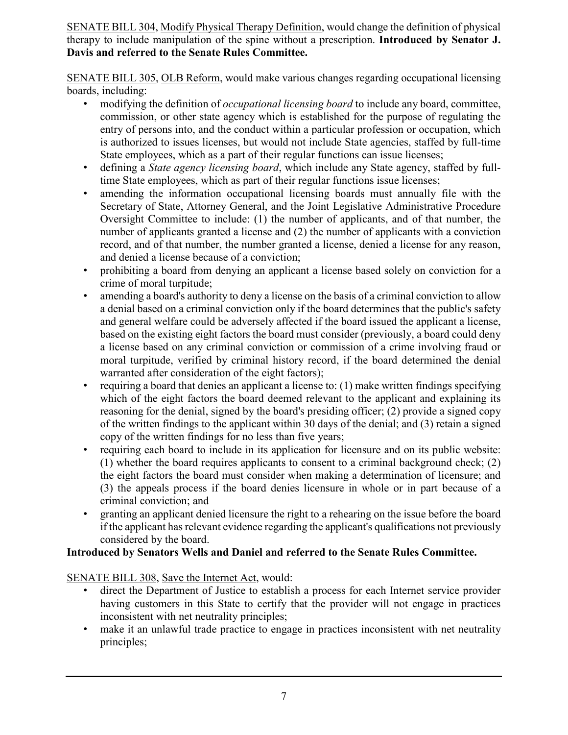SENATE BILL 304, Modify Physical Therapy Definition, would change the definition of physical therapy to include manipulation of the spine without a prescription. **Introduced by Senator J. Davis and referred to the Senate Rules Committee.**

SENATE BILL 305, OLB Reform, would make various changes regarding occupational licensing boards, including:

- modifying the definition of *occupational licensing board* to include any board, committee, commission, or other state agency which is established for the purpose of regulating the entry of persons into, and the conduct within a particular profession or occupation, which is authorized to issues licenses, but would not include State agencies, staffed by full-time State employees, which as a part of their regular functions can issue licenses;
- defining a *State agency licensing board*, which include any State agency, staffed by full-time State employees, which as part of their regular functions issue licenses;
- amending the information occupational licensing boards must annually file with the Secretary of State, Attorney General, and the Joint Legislative Administrative Procedure Oversight Committee to include: (1) the number of applicants, and of that number, the number of applicants granted a license and (2) the number of applicants with a conviction record, and of that number, the number granted a license, denied a license for any reason, and denied a license because of a conviction;
- prohibiting a board from denying an applicant a license based solely on conviction for a crime of moral turpitude;
- amending a board's authority to deny a license on the basis of a criminal conviction to allow a denial based on a criminal conviction only if the board determines that the public's safety and general welfare could be adversely affected if the board issued the applicant a license, based on the existing eight factors the board must consider (previously, a board could deny a license based on any criminal conviction or commission of a crime involving fraud or moral turpitude, verified by criminal history record, if the board determined the denial warranted after consideration of the eight factors);
- requiring a board that denies an applicant a license to: (1) make written findings specifying which of the eight factors the board deemed relevant to the applicant and explaining its reasoning for the denial, signed by the board's presiding officer; (2) provide a signed copy of the written findings to the applicant within 30 days of the denial; and (3) retain a signed copy of the written findings for no less than five years;
- requiring each board to include in its application for licensure and on its public website: (1) whether the board requires applicants to consent to a criminal background check; (2) the eight factors the board must consider when making a determination of licensure; and (3) the appeals process if the board denies licensure in whole or in part because of a criminal conviction; and
- granting an applicant denied licensure the right to a rehearing on the issue before the board if the applicant has relevant evidence regarding the applicant's qualifications not previously considered by the board.

**Introduced by Senators Wells and Daniel and referred to the Senate Rules Committee.**

SENATE BILL 308, Save the Internet Act, would:

- direct the Department of Justice to establish a process for each Internet service provider having customers in this State to certify that the provider will not engage in practices inconsistent with net neutrality principles;
- make it an unlawful trade practice to engage in practices inconsistent with net neutrality principles;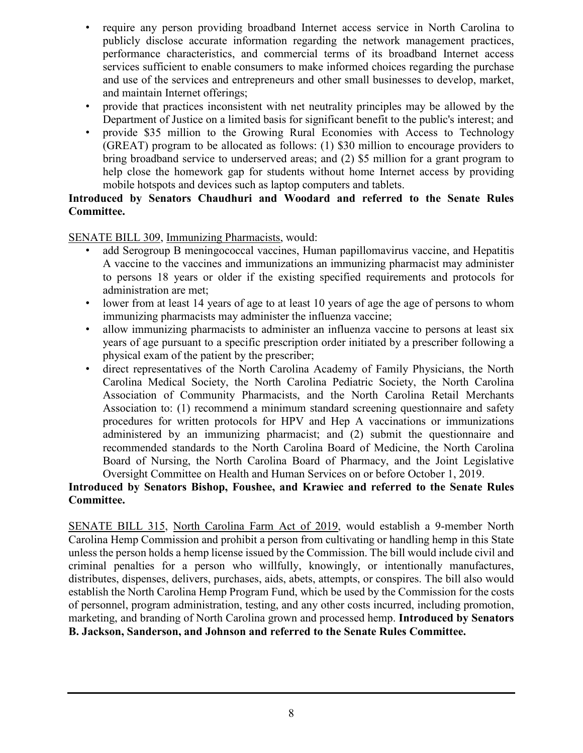- require any person providing broadband Internet access service in North Carolina to publicly disclose accurate information regarding the network management practices, performance characteristics, and commercial terms of its broadband Internet access services sufficient to enable consumers to make informed choices regarding the purchase and use of the services and entrepreneurs and other small businesses to develop, market, and maintain Internet offerings;
- provide that practices inconsistent with net neutrality principles may be allowed by the Department of Justice on a limited basis for significant benefit to the public's interest; and
- provide $35 million to the Growing Rural Economies with Access to Technology (GREAT) program to be allocated as follows: (1) $30 million to encourage providers to bring broadband service to underserved areas; and (2) $5 million for a grant program to help close the homework gap for students without home Internet access by providing mobile hotspots and devices such as laptop computers and tablets.

**Introduced by Senators Chaudhuri and Woodard and referred to the Senate Rules Committee.**

SENATE BILL 309, Immunizing Pharmacists, would:

- add Serogroup B meningococcal vaccines, Human papillomavirus vaccine, and Hepatitis A vaccine to the vaccines and immunizations an immunizing pharmacist may administer to persons 18 years or older if the existing specified requirements and protocols for administration are met;
- lower from at least 14 years of age to at least 10 years of age the age of persons to whom immunizing pharmacists may administer the influenza vaccine;
- allow immunizing pharmacists to administer an influenza vaccine to persons at least six years of age pursuant to a specific prescription order initiated by a prescriber following a physical exam of the patient by the prescriber;
- direct representatives of the North Carolina Academy of Family Physicians, the North Carolina Medical Society, the North Carolina Pediatric Society, the North Carolina Association of Community Pharmacists, and the North Carolina Retail Merchants Association to: (1) recommend a minimum standard screening questionnaire and safety procedures for written protocols for HPV and Hep A vaccinations or immunizations administered by an immunizing pharmacist; and (2) submit the questionnaire and recommended standards to the North Carolina Board of Medicine, the North Carolina Board of Nursing, the North Carolina Board of Pharmacy, and the Joint Legislative Oversight Committee on Health and Human Services on or before October 1, 2019.

**Introduced by Senators Bishop, Foushee, and Krawiec and referred to the Senate Rules Committee.**

SENATE BILL 315, North Carolina Farm Act of 2019, would establish a 9-member North Carolina Hemp Commission and prohibit a person from cultivating or handling hemp in this State unless the person holds a hemp license issued by the Commission. The bill would include civil and criminal penalties for a person who willfully, knowingly, or intentionally manufactures, distributes, dispenses, delivers, purchases, aids, abets, attempts, or conspires. The bill also would establish the North Carolina Hemp Program Fund, which be used by the Commission for the costs of personnel, program administration, testing, and any other costs incurred, including promotion, marketing, and branding of North Carolina grown and processed hemp. **Introduced by Senators B. Jackson, Sanderson, and Johnson and referred to the Senate Rules Committee.**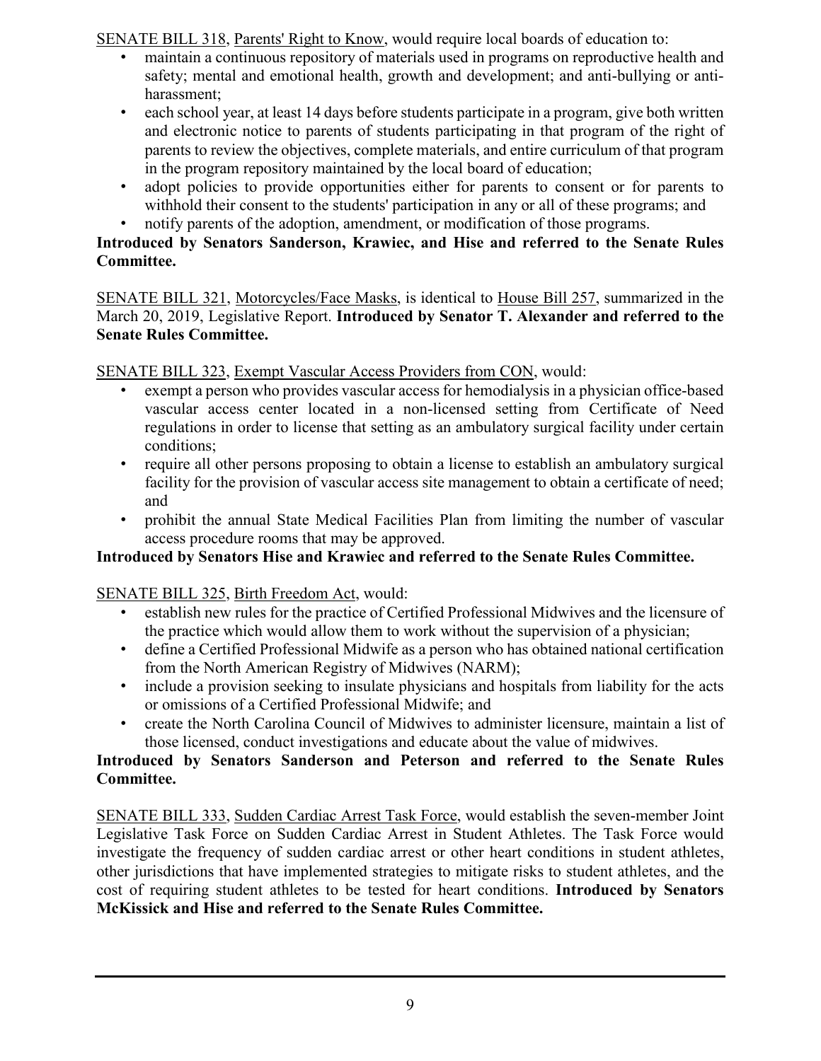SENATE BILL 318, Parents' Right to Know, would require local boards of education to:

- maintain a continuous repository of materials used in programs on reproductive health and safety; mental and emotional health, growth and development; and anti-bullying or anti-harassment;
- each school year, at least 14 days before students participate in a program, give both written and electronic notice to parents of students participating in that program of the right of parents to review the objectives, complete materials, and entire curriculum of that program in the program repository maintained by the local board of education;
- adopt policies to provide opportunities either for parents to consent or for parents to withhold their consent to the students' participation in any or all of these programs; and
- notify parents of the adoption, amendment, or modification of those programs.

**Introduced by Senators Sanderson, Krawiec, and Hise and referred to the Senate Rules Committee.**

SENATE BILL 321, Motorcycles/Face Masks, is identical to House Bill 257, summarized in the March 20, 2019, Legislative Report. **Introduced by Senator T. Alexander and referred to the Senate Rules Committee.**

SENATE BILL 323, Exempt Vascular Access Providers from CON, would:

- exempt a person who provides vascular access for hemodialysis in a physician office-based vascular access center located in a non-licensed setting from Certificate of Need regulations in order to license that setting as an ambulatory surgical facility under certain conditions;
- require all other persons proposing to obtain a license to establish an ambulatory surgical facility for the provision of vascular access site management to obtain a certificate of need; and
- prohibit the annual State Medical Facilities Plan from limiting the number of vascular access procedure rooms that may be approved.

**Introduced by Senators Hise and Krawiec and referred to the Senate Rules Committee.**

SENATE BILL 325, Birth Freedom Act, would:

- establish new rules for the practice of Certified Professional Midwives and the licensure of the practice which would allow them to work without the supervision of a physician;
- define a Certified Professional Midwife as a person who has obtained national certification from the North American Registry of Midwives (NARM);
- include a provision seeking to insulate physicians and hospitals from liability for the acts or omissions of a Certified Professional Midwife; and
- create the North Carolina Council of Midwives to administer licensure, maintain a list of those licensed, conduct investigations and educate about the value of midwives.

**Introduced by Senators Sanderson and Peterson and referred to the Senate Rules Committee.**

SENATE BILL 333, Sudden Cardiac Arrest Task Force, would establish the seven-member Joint Legislative Task Force on Sudden Cardiac Arrest in Student Athletes. The Task Force would investigate the frequency of sudden cardiac arrest or other heart conditions in student athletes, other jurisdictions that have implemented strategies to mitigate risks to student athletes, and the cost of requiring student athletes to be tested for heart conditions. **Introduced by Senators McKissick and Hise and referred to the Senate Rules Committee.**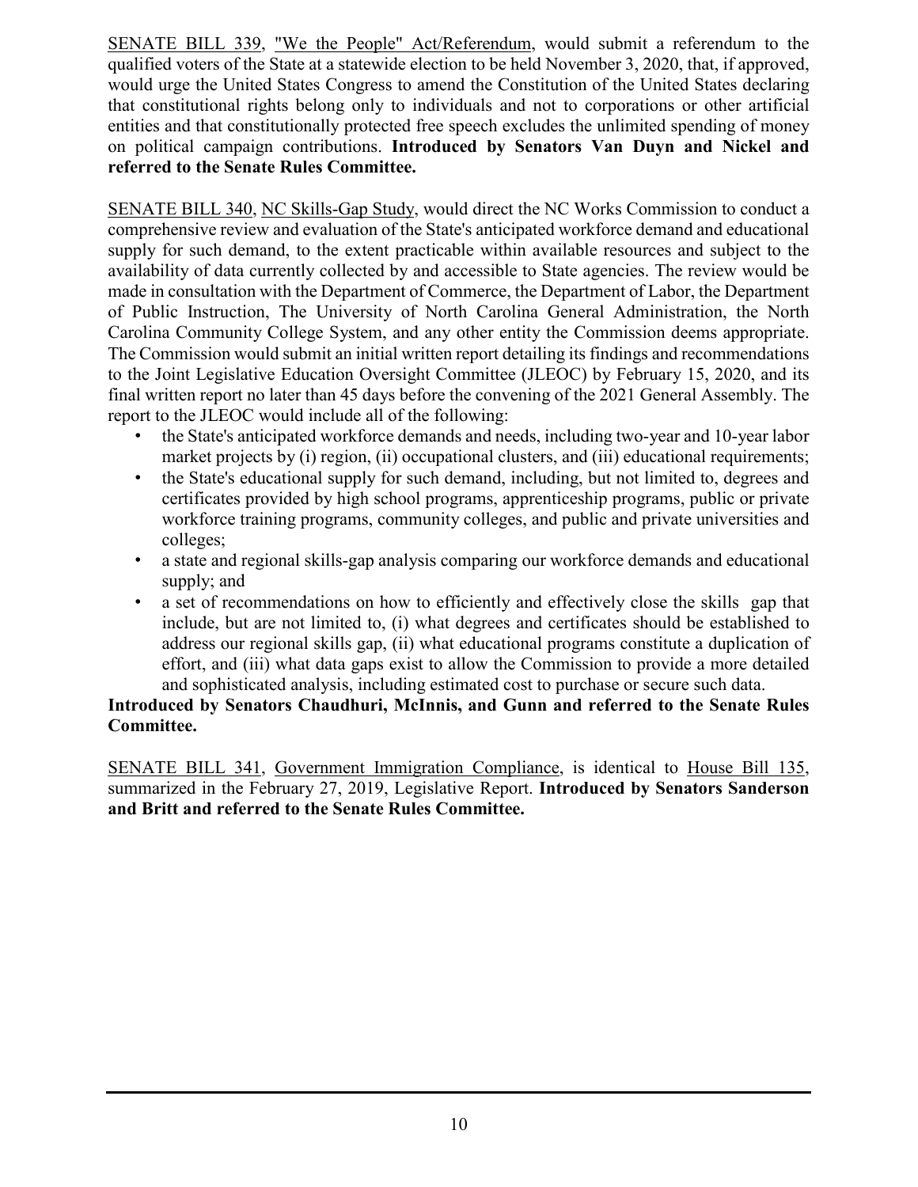SENATE BILL 339, "We the People" Act/Referendum, would submit a referendum to the qualified voters of the State at a statewide election to be held November 3, 2020, that, if approved, would urge the United States Congress to amend the Constitution of the United States declaring that constitutional rights belong only to individuals and not to corporations or other artificial entities and that constitutionally protected free speech excludes the unlimited spending of money on political campaign contributions. **Introduced by Senators Van Duyn and Nickel and referred to the Senate Rules Committee.**

SENATE BILL 340, NC Skills-Gap Study, would direct the NC Works Commission to conduct a comprehensive review and evaluation of the State's anticipated workforce demand and educational supply for such demand, to the extent practicable within available resources and subject to the availability of data currently collected by and accessible to State agencies. The review would be made in consultation with the Department of Commerce, the Department of Labor, the Department of Public Instruction, The University of North Carolina General Administration, the North Carolina Community College System, and any other entity the Commission deems appropriate. The Commission would submit an initial written report detailing its findings and recommendations to the Joint Legislative Education Oversight Committee (JLEOC) by February 15, 2020, and its final written report no later than 45 days before the convening of the 2021 General Assembly. The report to the JLEOC would include all of the following:

- the State's anticipated workforce demands and needs, including two-year and 10-year labor market projects by (i) region, (ii) occupational clusters, and (iii) educational requirements;
- the State's educational supply for such demand, including, but not limited to, degrees and certificates provided by high school programs, apprenticeship programs, public or private workforce training programs, community colleges, and public and private universities and colleges;
- a state and regional skills-gap analysis comparing our workforce demands and educational supply; and
- a set of recommendations on how to efficiently and effectively close the skills gap that include, but are not limited to, (i) what degrees and certificates should be established to address our regional skills gap, (ii) what educational programs constitute a duplication of effort, and (iii) what data gaps exist to allow the Commission to provide a more detailed and sophisticated analysis, including estimated cost to purchase or secure such data.

**Introduced by Senators Chaudhuri, McInnis, and Gunn and referred to the Senate Rules Committee.**

SENATE BILL 341, Government Immigration Compliance, is identical to House Bill 135, summarized in the February 27, 2019, Legislative Report. **Introduced by Senators Sanderson and Britt and referred to the Senate Rules Committee.**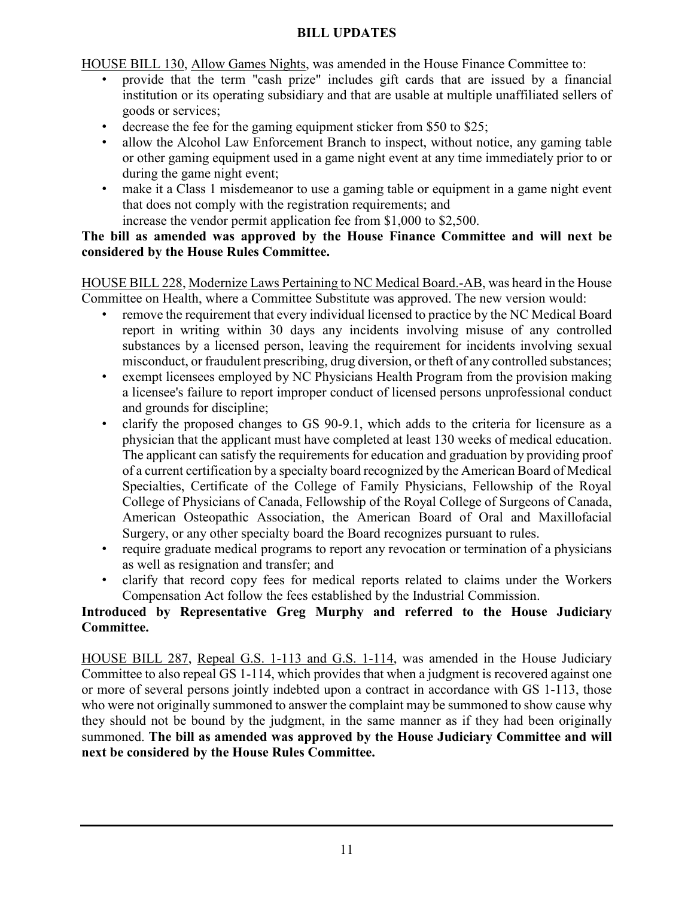## BILL UPDATES

HOUSE BILL 130, Allow Games Nights, was amended in the House Finance Committee to:

- provide that the term "cash prize" includes gift cards that are issued by a financial institution or its operating subsidiary and that are usable at multiple unaffiliated sellers of goods or services;
- decrease the fee for the gaming equipment sticker from $50 to $25;
- allow the Alcohol Law Enforcement Branch to inspect, without notice, any gaming table or other gaming equipment used in a game night event at any time immediately prior to or during the game night event;
- make it a Class 1 misdemeanor to use a gaming table or equipment in a game night event that does not comply with the registration requirements; and
  increase the vendor permit application fee from $1,000 to $2,500.

**The bill as amended was approved by the House Finance Committee and will next be considered by the House Rules Committee.**

HOUSE BILL 228, Modernize Laws Pertaining to NC Medical Board.-AB, was heard in the House Committee on Health, where a Committee Substitute was approved. The new version would:

- remove the requirement that every individual licensed to practice by the NC Medical Board report in writing within 30 days any incidents involving misuse of any controlled substances by a licensed person, leaving the requirement for incidents involving sexual misconduct, or fraudulent prescribing, drug diversion, or theft of any controlled substances;
- exempt licensees employed by NC Physicians Health Program from the provision making a licensee's failure to report improper conduct of licensed persons unprofessional conduct and grounds for discipline;
- clarify the proposed changes to GS 90-9.1, which adds to the criteria for licensure as a physician that the applicant must have completed at least 130 weeks of medical education. The applicant can satisfy the requirements for education and graduation by providing proof of a current certification by a specialty board recognized by the American Board of Medical Specialties, Certificate of the College of Family Physicians, Fellowship of the Royal College of Physicians of Canada, Fellowship of the Royal College of Surgeons of Canada, American Osteopathic Association, the American Board of Oral and Maxillofacial Surgery, or any other specialty board the Board recognizes pursuant to rules.
- require graduate medical programs to report any revocation or termination of a physicians as well as resignation and transfer; and
- clarify that record copy fees for medical reports related to claims under the Workers Compensation Act follow the fees established by the Industrial Commission.

**Introduced by Representative Greg Murphy and referred to the House Judiciary Committee.**

HOUSE BILL 287, Repeal G.S. 1-113 and G.S. 1-114, was amended in the House Judiciary Committee to also repeal GS 1-114, which provides that when a judgment is recovered against one or more of several persons jointly indebted upon a contract in accordance with GS 1-113, those who were not originally summoned to answer the complaint may be summoned to show cause why they should not be bound by the judgment, in the same manner as if they had been originally summoned. **The bill as amended was approved by the House Judiciary Committee and will next be considered by the House Rules Committee.**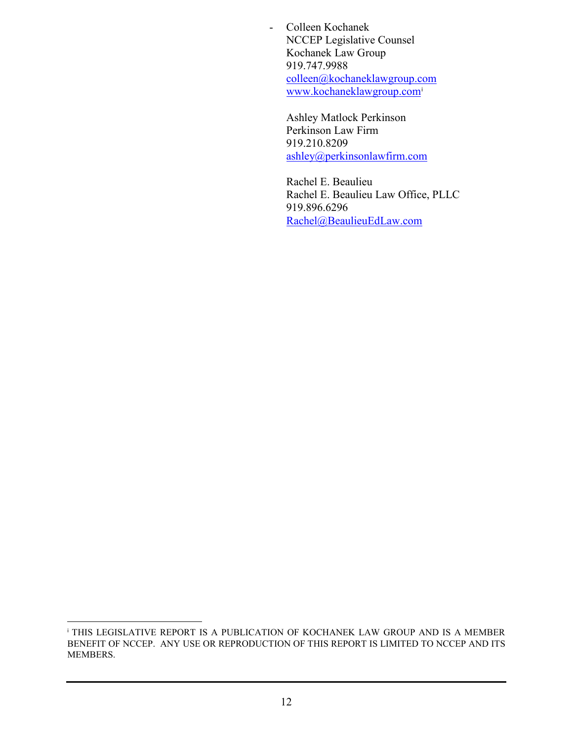- Colleen Kochanek
  NCCEP Legislative Counsel
  Kochanek Law Group
  919.747.9988
  colleen@kochaneklawgroup.com
  www.kochaneklawgroup.com[i]

  Ashley Matlock Perkinson
  Perkinson Law Firm
  919.210.8209
  ashley@perkinsonlawfirm.com

  Rachel E. Beaulieu
  Rachel E. Beaulieu Law Office, PLLC
  919.896.6296
  Rachel@BeaulieuEdLaw.com

---

[i] THIS LEGISLATIVE REPORT IS A PUBLICATION OF KOCHANEK LAW GROUP AND IS A MEMBER BENEFIT OF NCCEP. ANY USE OR REPRODUCTION OF THIS REPORT IS LIMITED TO NCCEP AND ITS MEMBERS.